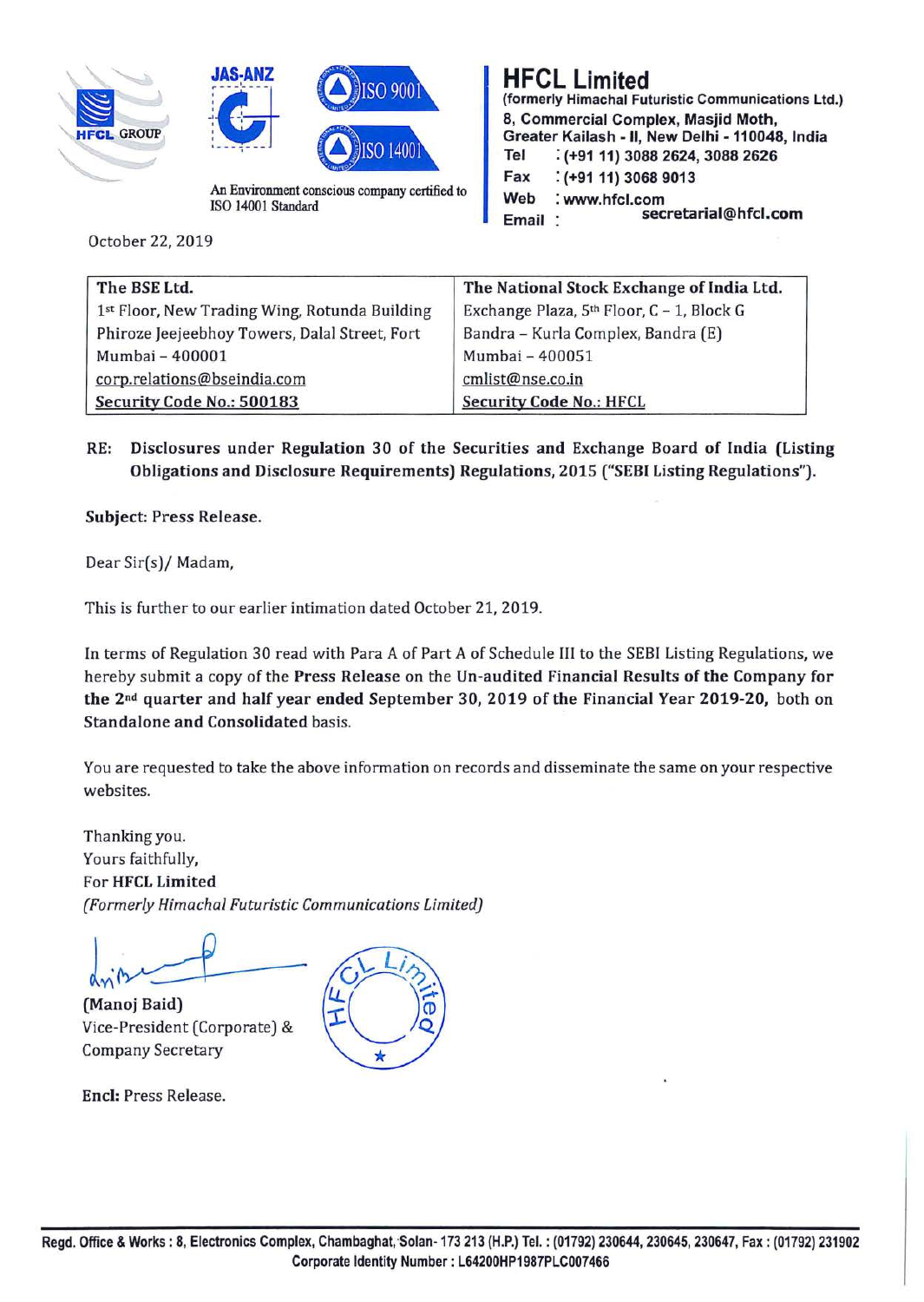# HFCL Limited

(formerly Himachal Futuristic Communications Ltd.)
8, Commercial Complex, Masjid Moth,
Greater Kailash - II, New Delhi - 110048, India
Tel : (+91 11) 3088 2624, 3088 2626
Fax : (+91 11) 3068 9013
Web : www.hfcl.com
Email : secretarial@hfcl.com

An Environment conscious company certified to ISO 14001 Standard

October 22, 2019

| The BSE Ltd. | The National Stock Exchange of India Ltd. |
|---|---|
| 1st Floor, New Trading Wing, Rotunda Building | Exchange Plaza, 5th Floor, C – 1, Block G |
| Phiroze Jeejeebhoy Towers, Dalal Street, Fort | Bandra – Kurla Complex, Bandra (E) |
| Mumbai – 400001 | Mumbai – 400051 |
| corp.relations@bseindia.com | cmlist@nse.co.in |
| Security Code No.: 500183 | Security Code No.: HFCL |

**RE: Disclosures under Regulation 30 of the Securities and Exchange Board of India (Listing Obligations and Disclosure Requirements) Regulations, 2015 ("SEBI Listing Regulations").**

**Subject:** Press Release.

Dear Sir(s)/ Madam,

This is further to our earlier intimation dated October 21, 2019.

In terms of Regulation 30 read with Para A of Part A of Schedule III to the SEBI Listing Regulations, we hereby submit a copy of the **Press Release** on the **Un-audited Financial Results of the Company for the 2nd quarter and half year ended September 30, 2019 of the Financial Year 2019-20,** both on **Standalone and Consolidated** basis.

You are requested to take the above information on records and disseminate the same on your respective websites.

Thanking you.
Yours faithfully,
For **HFCL Limited**
*(Formerly Himachal Futuristic Communications Limited)*

**(Manoj Baid)**
Vice-President (Corporate) &
Company Secretary

**Encl:** Press Release.

Regd. Office & Works : 8, Electronics Complex, Chambaghat, Solan- 173 213 (H.P.) Tel. : (01792) 230644, 230645, 230647, Fax : (01792) 231902
Corporate Identity Number : L64200HP1987PLC007466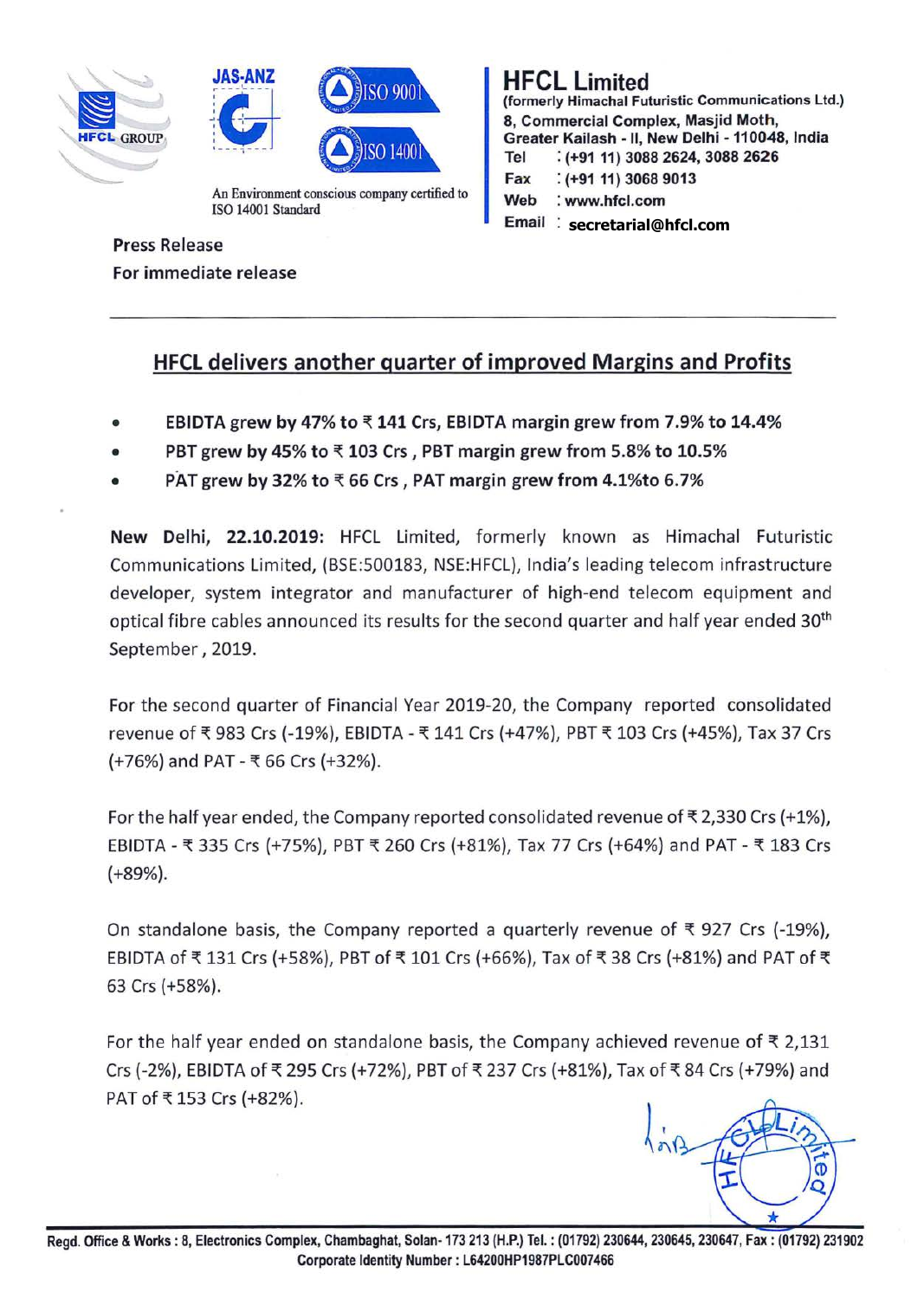**HFCL Limited**
(formerly Himachal Futuristic Communications Ltd.)
8, Commercial Complex, Masjid Moth,
Greater Kailash - II, New Delhi - 110048, India
Tel : (+91 11) 3088 2624, 3088 2626
Fax : (+91 11) 3068 9013
Web : www.hfcl.com
Email : secretarial@hfcl.com

An Environment conscious company certified to ISO 14001 Standard

Press Release
For immediate release

## HFCL delivers another quarter of improved Margins and Profits

- **EBIDTA grew by 47% to ₹ 141 Crs, EBIDTA margin grew from 7.9% to 14.4%**
- **PBT grew by 45% to ₹ 103 Crs , PBT margin grew from 5.8% to 10.5%**
- **PAT grew by 32% to ₹ 66 Crs , PAT margin grew from 4.1%to 6.7%**

**New Delhi, 22.10.2019:** HFCL Limited, formerly known as Himachal Futuristic Communications Limited, (BSE:500183, NSE:HFCL), India's leading telecom infrastructure developer, system integrator and manufacturer of high-end telecom equipment and optical fibre cables announced its results for the second quarter and half year ended 30th September , 2019.

For the second quarter of Financial Year 2019-20, the Company reported consolidated revenue of ₹ 983 Crs (-19%), EBIDTA - ₹ 141 Crs (+47%), PBT ₹ 103 Crs (+45%), Tax 37 Crs (+76%) and PAT - ₹ 66 Crs (+32%).

For the half year ended, the Company reported consolidated revenue of ₹ 2,330 Crs (+1%), EBIDTA - ₹ 335 Crs (+75%), PBT ₹ 260 Crs (+81%), Tax 77 Crs (+64%) and PAT - ₹ 183 Crs (+89%).

On standalone basis, the Company reported a quarterly revenue of ₹ 927 Crs (-19%), EBIDTA of ₹ 131 Crs (+58%), PBT of ₹ 101 Crs (+66%), Tax of ₹ 38 Crs (+81%) and PAT of ₹ 63 Crs (+58%).

For the half year ended on standalone basis, the Company achieved revenue of ₹ 2,131 Crs (-2%), EBIDTA of ₹ 295 Crs (+72%), PBT of ₹ 237 Crs (+81%), Tax of ₹ 84 Crs (+79%) and PAT of ₹ 153 Crs (+82%).

Regd. Office & Works : 8, Electronics Complex, Chambaghat, Solan- 173 213 (H.P.) Tel. : (01792) 230644, 230645, 230647, Fax : (01792) 231902
Corporate Identity Number : L64200HP1987PLC007466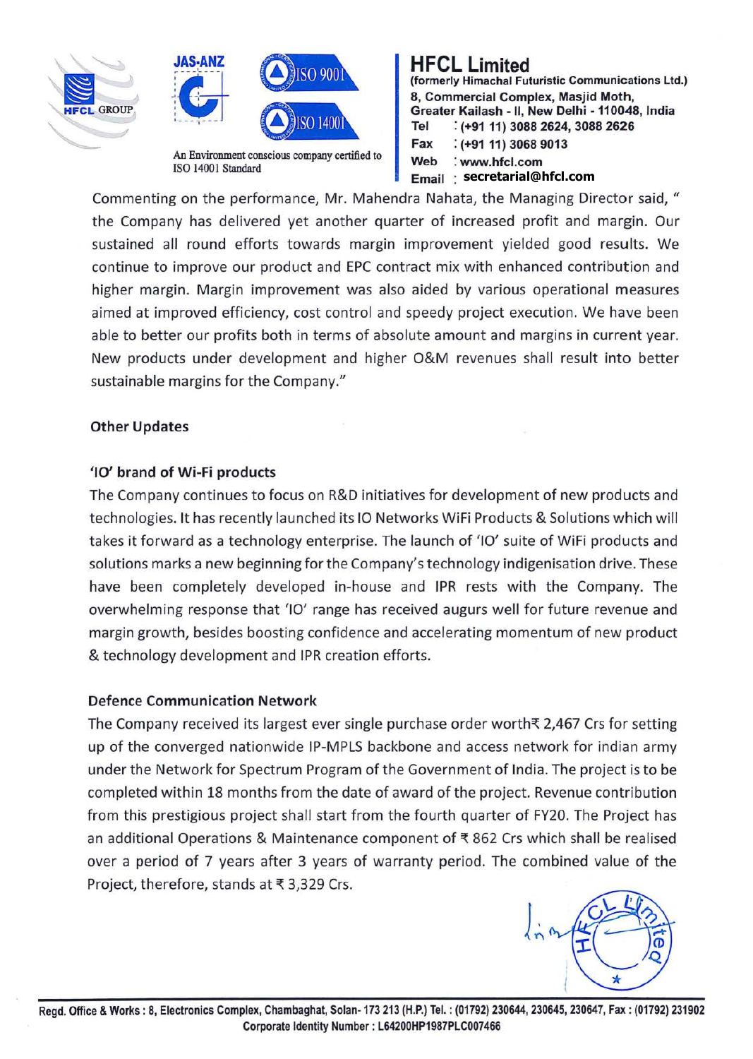Commenting on the performance, Mr. Mahendra Nahata, the Managing Director said, " the Company has delivered yet another quarter of increased profit and margin. Our sustained all round efforts towards margin improvement yielded good results. We continue to improve our product and EPC contract mix with enhanced contribution and higher margin. Margin improvement was also aided by various operational measures aimed at improved efficiency, cost control and speedy project execution. We have been able to better our profits both in terms of absolute amount and margins in current year. New products under development and higher O&M revenues shall result into better sustainable margins for the Company."

**Other Updates**

**'IO' brand of Wi-Fi products**

The Company continues to focus on R&D initiatives for development of new products and technologies. It has recently launched its IO Networks WiFi Products & Solutions which will takes it forward as a technology enterprise. The launch of 'IO' suite of WiFi products and solutions marks a new beginning for the Company's technology indigenisation drive. These have been completely developed in-house and IPR rests with the Company. The overwhelming response that 'IO' range has received augurs well for future revenue and margin growth, besides boosting confidence and accelerating momentum of new product & technology development and IPR creation efforts.

**Defence Communication Network**

The Company received its largest ever single purchase order worth₹ 2,467 Crs for setting up of the converged nationwide IP-MPLS backbone and access network for indian army under the Network for Spectrum Program of the Government of India. The project is to be completed within 18 months from the date of award of the project. Revenue contribution from this prestigious project shall start from the fourth quarter of FY20. The Project has an additional Operations & Maintenance component of ₹ 862 Crs which shall be realised over a period of 7 years after 3 years of warranty period. The combined value of the Project, therefore, stands at ₹ 3,329 Crs.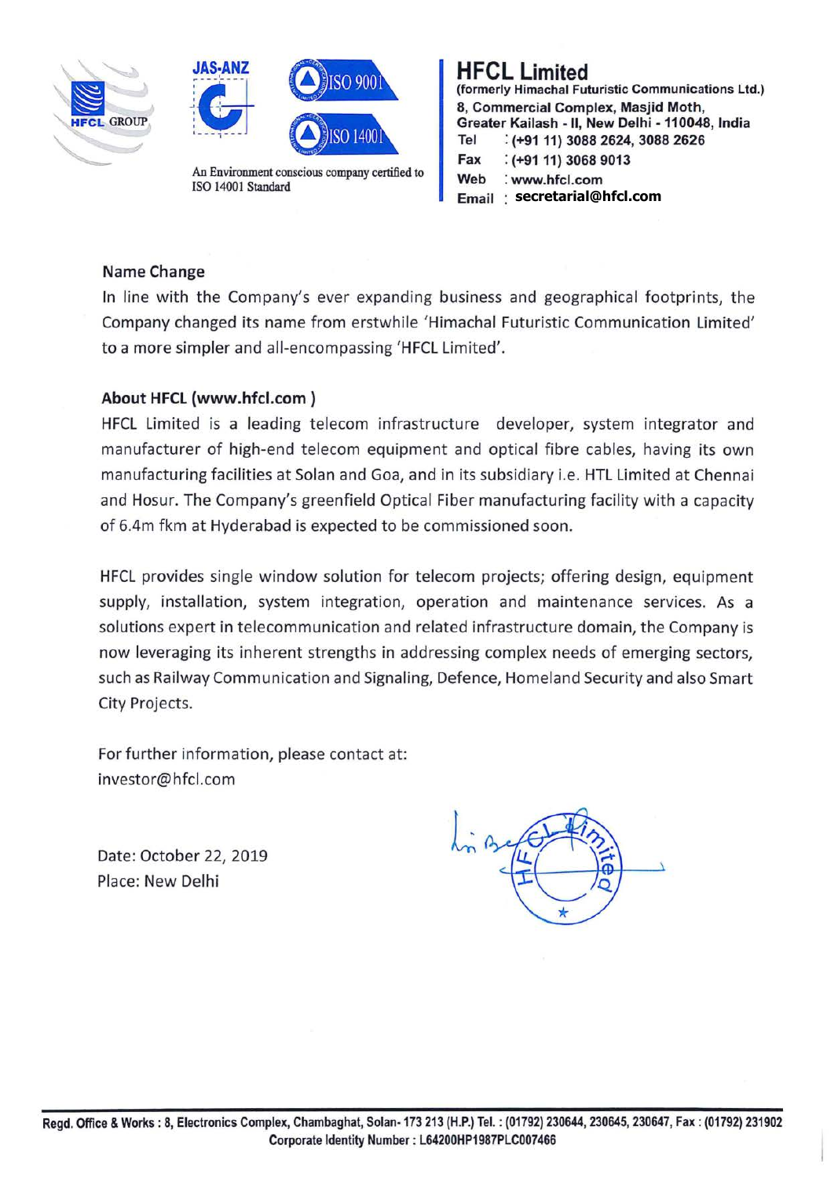# HFCL Limited

(formerly Himachal Futuristic Communications Ltd.)
8, Commercial Complex, Masjid Moth,
Greater Kailash - II, New Delhi - 110048, India
Tel : (+91 11) 3088 2624, 3088 2626
Fax : (+91 11) 3068 9013
Web : www.hfcl.com
Email : secretarial@hfcl.com

An Environment conscious company certified to ISO 14001 Standard

## Name Change

In line with the Company's ever expanding business and geographical footprints, the Company changed its name from erstwhile 'Himachal Futuristic Communication Limited' to a more simpler and all-encompassing 'HFCL Limited'.

## About HFCL (www.hfcl.com )

HFCL Limited is a leading telecom infrastructure developer, system integrator and manufacturer of high-end telecom equipment and optical fibre cables, having its own manufacturing facilities at Solan and Goa, and in its subsidiary i.e. HTL Limited at Chennai and Hosur. The Company's greenfield Optical Fiber manufacturing facility with a capacity of 6.4m fkm at Hyderabad is expected to be commissioned soon.

HFCL provides single window solution for telecom projects; offering design, equipment supply, installation, system integration, operation and maintenance services. As a solutions expert in telecommunication and related infrastructure domain, the Company is now leveraging its inherent strengths in addressing complex needs of emerging sectors, such as Railway Communication and Signaling, Defence, Homeland Security and also Smart City Projects.

For further information, please contact at:
investor@hfcl.com

Date: October 22, 2019
Place: New Delhi

Regd. Office & Works : 8, Electronics Complex, Chambaghat, Solan- 173 213 (H.P.) Tel. : (01792) 230644, 230645, 230647, Fax : (01792) 231902
Corporate Identity Number : L64200HP1987PLC007466